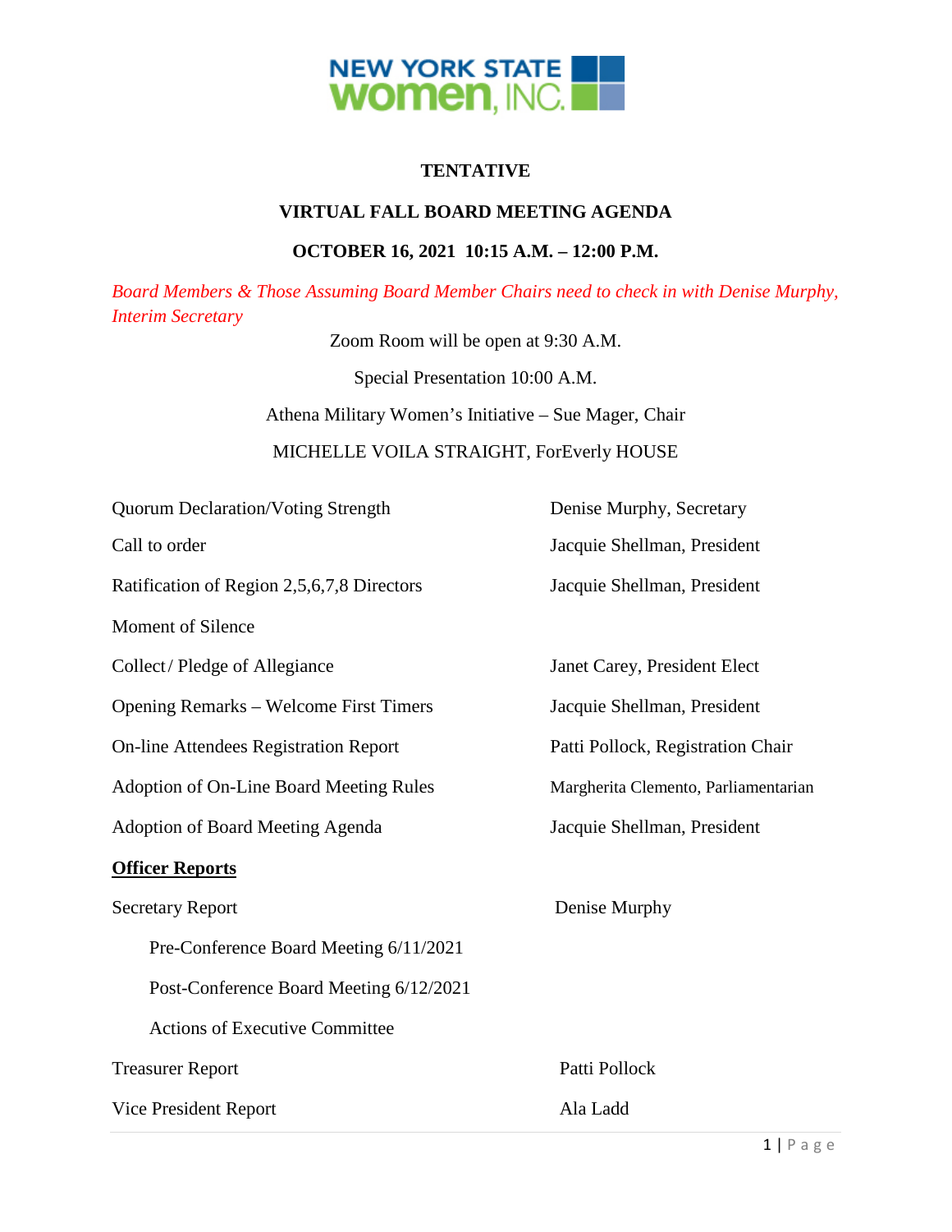NEW YORK STATE women, INC.

**TENTATIVE**

**VIRTUAL FALL BOARD MEETING AGENDA**

**OCTOBER 16, 2021 10:15 A.M. – 12:00 P.M.**

*Board Members & Those Assuming Board Member Chairs need to check in with Denise Murphy, Interim Secretary*

Zoom Room will be open at 9:30 A.M.

Special Presentation 10:00 A.M.

Athena Military Women's Initiative – Sue Mager, Chair

MICHELLE VOILA STRAIGHT, ForEverly HOUSE

| | |
|---|---|
| Quorum Declaration/Voting Strength | Denise Murphy, Secretary |
| Call to order | Jacquie Shellman, President |
| Ratification of Region 2,5,6,7,8 Directors | Jacquie Shellman, President |
| Moment of Silence | |
| Collect / Pledge of Allegiance | Janet Carey, President Elect |
| Opening Remarks – Welcome First Timers | Jacquie Shellman, President |
| On-line Attendees Registration Report | Patti Pollock, Registration Chair |
| Adoption of On-Line Board Meeting Rules | Margherita Clemento, Parliamentarian |
| Adoption of Board Meeting Agenda | Jacquie Shellman, President |

**<u>Officer Reports</u>**

| | |
|---|---|
| Secretary Report | Denise Murphy |
| &nbsp;&nbsp;&nbsp;&nbsp;Pre-Conference Board Meeting 6/11/2021 | |
| &nbsp;&nbsp;&nbsp;&nbsp;Post-Conference Board Meeting 6/12/2021 | |
| &nbsp;&nbsp;&nbsp;&nbsp;Actions of Executive Committee | |
| Treasurer Report | Patti Pollock |
| Vice President Report | Ala Ladd |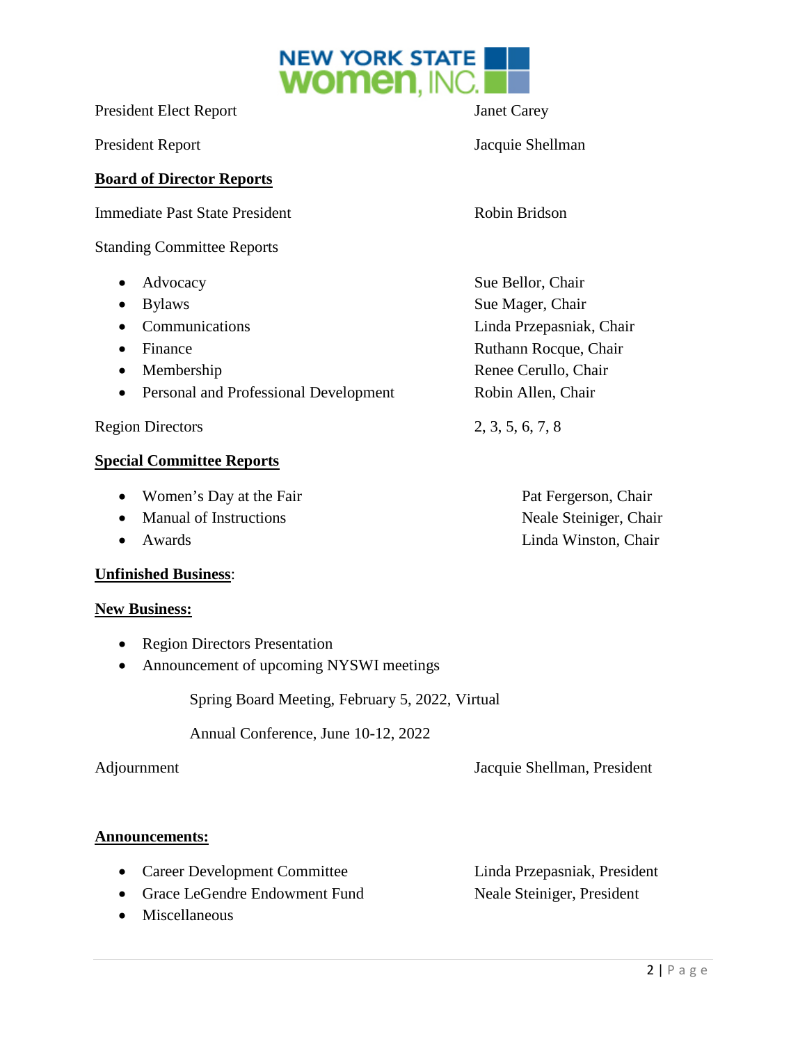NEW YORK STATE women, INC.

| | |
|---|---|
| President Elect Report | Janet Carey |
| President Report | Jacquie Shellman |

**Board of Director Reports**

| | |
|---|---|
| Immediate Past State President | Robin Bridson |

Standing Committee Reports

| | |
|---|---|
| • Advocacy | Sue Bellor, Chair |
| • Bylaws | Sue Mager, Chair |
| • Communications | Linda Przepasniak, Chair |
| • Finance | Ruthann Rocque, Chair |
| • Membership | Renee Cerullo, Chair |
| • Personal and Professional Development | Robin Allen, Chair |

| | |
|---|---|
| Region Directors | 2, 3, 5, 6, 7, 8 |

**Special Committee Reports**

| | |
|---|---|
| • Women's Day at the Fair | Pat Fergerson, Chair |
| • Manual of Instructions | Neale Steiniger, Chair |
| • Awards | Linda Winston, Chair |

**Unfinished Business**:

**New Business:**

- Region Directors Presentation
- Announcement of upcoming NYSWI meetings

  Spring Board Meeting, February 5, 2022, Virtual

  Annual Conference, June 10-12, 2022

| | |
|---|---|
| Adjournment | Jacquie Shellman, President |

**Announcements:**

| | |
|---|---|
| • Career Development Committee | Linda Przepasniak, President |
| • Grace LeGendre Endowment Fund | Neale Steiniger, President |
| • Miscellaneous | |